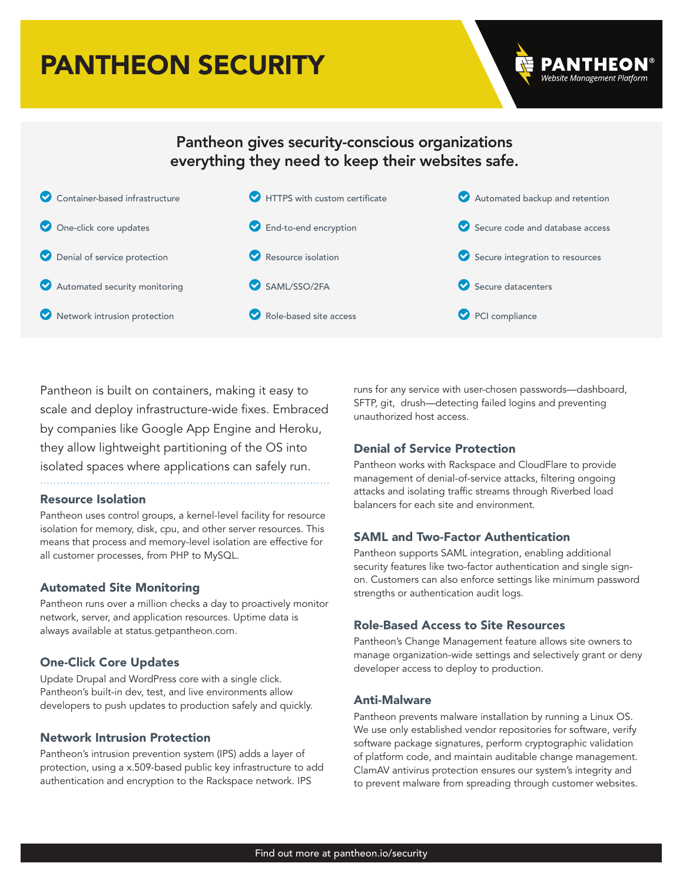# PANTHEON SECURITY

PANTHEON® Website Management Platform

## Pantheon gives security-conscious organizations everything they need to keep their websites safe.

- Container-based infrastructure
- One-click core updates
- Denial of service protection
- Automated security monitoring
- Network intrusion protection
- HTTPS with custom certificate
- End-to-end encryption
- Resource isolation
- SAML/SSO/2FA
- Role-based site access
- Automated backup and retention
- Secure code and database access
- Secure integration to resources
- Secure datacenters
- PCI compliance

Pantheon is built on containers, making it easy to scale and deploy infrastructure-wide fixes. Embraced by companies like Google App Engine and Heroku, they allow lightweight partitioning of the OS into isolated spaces where applications can safely run.

### Resource Isolation

Pantheon uses control groups, a kernel-level facility for resource isolation for memory, disk, cpu, and other server resources. This means that process and memory-level isolation are effective for all customer processes, from PHP to MySQL.

### Automated Site Monitoring

Pantheon runs over a million checks a day to proactively monitor network, server, and application resources. Uptime data is always available at status.getpantheon.com.

### One-Click Core Updates

Update Drupal and WordPress core with a single click. Pantheon's built-in dev, test, and live environments allow developers to push updates to production safely and quickly.

### Network Intrusion Protection

Pantheon's intrusion prevention system (IPS) adds a layer of protection, using a x.509-based public key infrastructure to add authentication and encryption to the Rackspace network. IPS runs for any service with user-chosen passwords—dashboard, SFTP, git, drush—detecting failed logins and preventing unauthorized host access.

### Denial of Service Protection

Pantheon works with Rackspace and CloudFlare to provide management of denial-of-service attacks, filtering ongoing attacks and isolating traffic streams through Riverbed load balancers for each site and environment.

### SAML and Two-Factor Authentication

Pantheon supports SAML integration, enabling additional security features like two-factor authentication and single sign-on. Customers can also enforce settings like minimum password strengths or authentication audit logs.

### Role-Based Access to Site Resources

Pantheon's Change Management feature allows site owners to manage organization-wide settings and selectively grant or deny developer access to deploy to production.

### Anti-Malware

Pantheon prevents malware installation by running a Linux OS. We use only established vendor repositories for software, verify software package signatures, perform cryptographic validation of platform code, and maintain auditable change management. ClamAV antivirus protection ensures our system's integrity and to prevent malware from spreading through customer websites.

Find out more at pantheon.io/security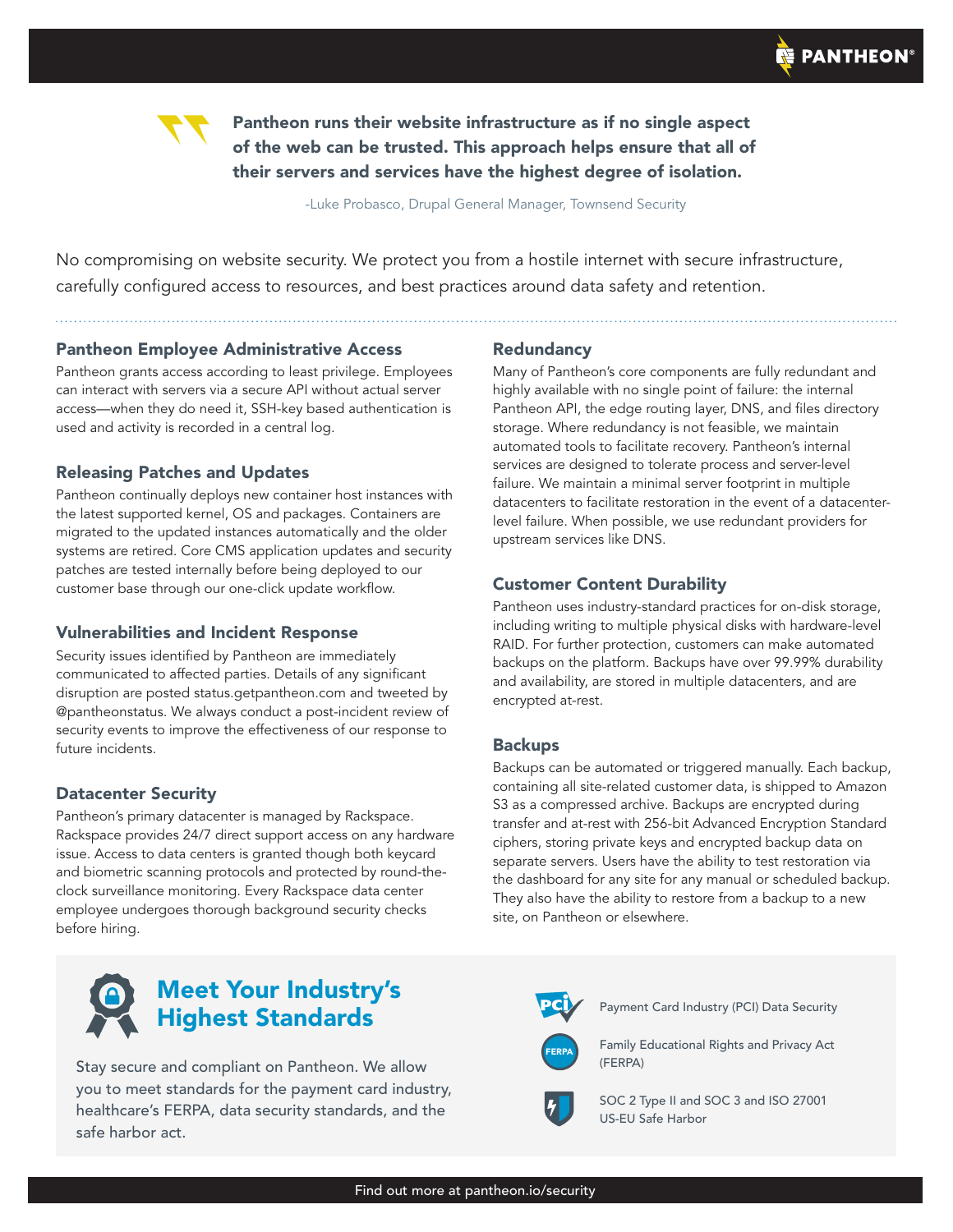> **Pantheon runs their website infrastructure as if no single aspect of the web can be trusted. This approach helps ensure that all of their servers and services have the highest degree of isolation.**
>
> -Luke Probasco, Drupal General Manager, Townsend Security

No compromising on website security. We protect you from a hostile internet with secure infrastructure, carefully configured access to resources, and best practices around data safety and retention.

### Pantheon Employee Administrative Access

Pantheon grants access according to least privilege. Employees can interact with servers via a secure API without actual server access—when they do need it, SSH-key based authentication is used and activity is recorded in a central log.

### Releasing Patches and Updates

Pantheon continually deploys new container host instances with the latest supported kernel, OS and packages. Containers are migrated to the updated instances automatically and the older systems are retired. Core CMS application updates and security patches are tested internally before being deployed to our customer base through our one-click update workflow.

### Vulnerabilities and Incident Response

Security issues identified by Pantheon are immediately communicated to affected parties. Details of any significant disruption are posted status.getpantheon.com and tweeted by @pantheonstatus. We always conduct a post-incident review of security events to improve the effectiveness of our response to future incidents.

### Datacenter Security

Pantheon's primary datacenter is managed by Rackspace. Rackspace provides 24/7 direct support access on any hardware issue. Access to data centers is granted though both keycard and biometric scanning protocols and protected by round-the-clock surveillance monitoring. Every Rackspace data center employee undergoes thorough background security checks before hiring.

### Redundancy

Many of Pantheon's core components are fully redundant and highly available with no single point of failure: the internal Pantheon API, the edge routing layer, DNS, and files directory storage. Where redundancy is not feasible, we maintain automated tools to facilitate recovery. Pantheon's internal services are designed to tolerate process and server-level failure. We maintain a minimal server footprint in multiple datacenters to facilitate restoration in the event of a datacenter-level failure. When possible, we use redundant providers for upstream services like DNS.

### Customer Content Durability

Pantheon uses industry-standard practices for on-disk storage, including writing to multiple physical disks with hardware-level RAID. For further protection, customers can make automated backups on the platform. Backups have over 99.99% durability and availability, are stored in multiple datacenters, and are encrypted at-rest.

### Backups

Backups can be automated or triggered manually. Each backup, containing all site-related customer data, is shipped to Amazon S3 as a compressed archive. Backups are encrypted during transfer and at-rest with 256-bit Advanced Encryption Standard ciphers, storing private keys and encrypted backup data on separate servers. Users have the ability to test restoration via the dashboard for any site for any manual or scheduled backup. They also have the ability to restore from a backup to a new site, on Pantheon or elsewhere.

## Meet Your Industry's Highest Standards

Stay secure and compliant on Pantheon. We allow you to meet standards for the payment card industry, healthcare's FERPA, data security standards, and the safe harbor act.

- Payment Card Industry (PCI) Data Security
- Family Educational Rights and Privacy Act (FERPA)
- SOC 2 Type II and SOC 3 and ISO 27001 US-EU Safe Harbor

Find out more at pantheon.io/security